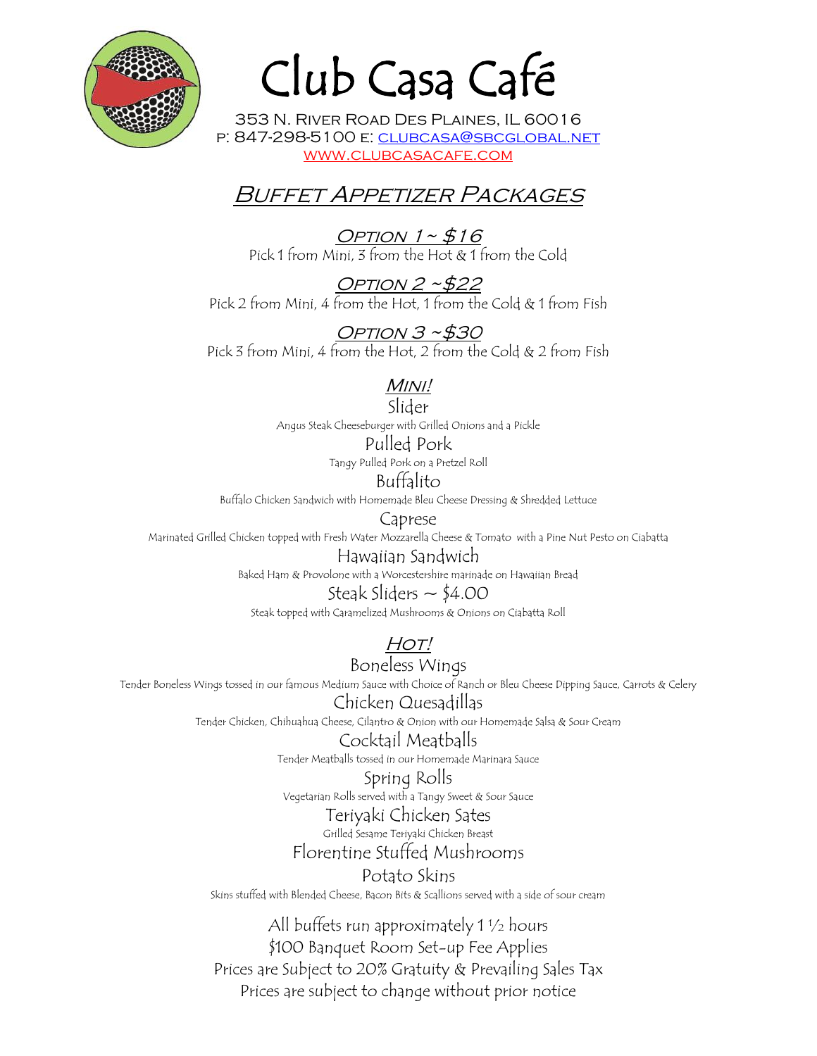# Club Casa Café

353 N. River Road Des Plaines, IL 60016
P: 847-298-5100 E: clubcasa@sbcglobal.net
www.clubcasacafe.com

## Buffet Appetizer Packages

### Option 1 ~ $16

Pick 1 from Mini, 3 from the Hot & 1 from the Cold

### Option 2 ~$22

Pick 2 from Mini, 4 from the Hot, 1 from the Cold & 1 from Fish

### Option 3 ~$30

Pick 3 from Mini, 4 from the Hot, 2 from the Cold & 2 from Fish

## Mini!

**Slider**
Angus Steak Cheeseburger with Grilled Onions and a Pickle

**Pulled Pork**
Tangy Pulled Pork on a Pretzel Roll

**Buffalito**
Buffalo Chicken Sandwich with Homemade Bleu Cheese Dressing & Shredded Lettuce

**Caprese**
Marinated Grilled Chicken topped with Fresh Water Mozzarella Cheese & Tomato with a Pine Nut Pesto on Ciabatta

**Hawaiian Sandwich**
Baked Ham & Provolone with a Worcestershire marinade on Hawaiian Bread

**Steak Sliders ~ $4.00**
Steak topped with Caramelized Mushrooms & Onions on Ciabatta Roll

## Hot!

**Boneless Wings**
Tender Boneless Wings tossed in our famous Medium Sauce with Choice of Ranch or Bleu Cheese Dipping Sauce, Carrots & Celery

**Chicken Quesadillas**
Tender Chicken, Chihuahua Cheese, Cilantro & Onion with our Homemade Salsa & Sour Cream

**Cocktail Meatballs**
Tender Meatballs tossed in our Homemade Marinara Sauce

**Spring Rolls**
Vegetarian Rolls served with a Tangy Sweet & Sour Sauce

**Teriyaki Chicken Sates**
Grilled Sesame Teriyaki Chicken Breast

**Florentine Stuffed Mushrooms**

**Potato Skins**
Skins stuffed with Blended Cheese, Bacon Bits & Scallions served with a side of sour cream

All buffets run approximately 1 ½ hours
$100 Banquet Room Set-up Fee Applies
Prices are Subject to 20% Gratuity & Prevailing Sales Tax
Prices are subject to change without prior notice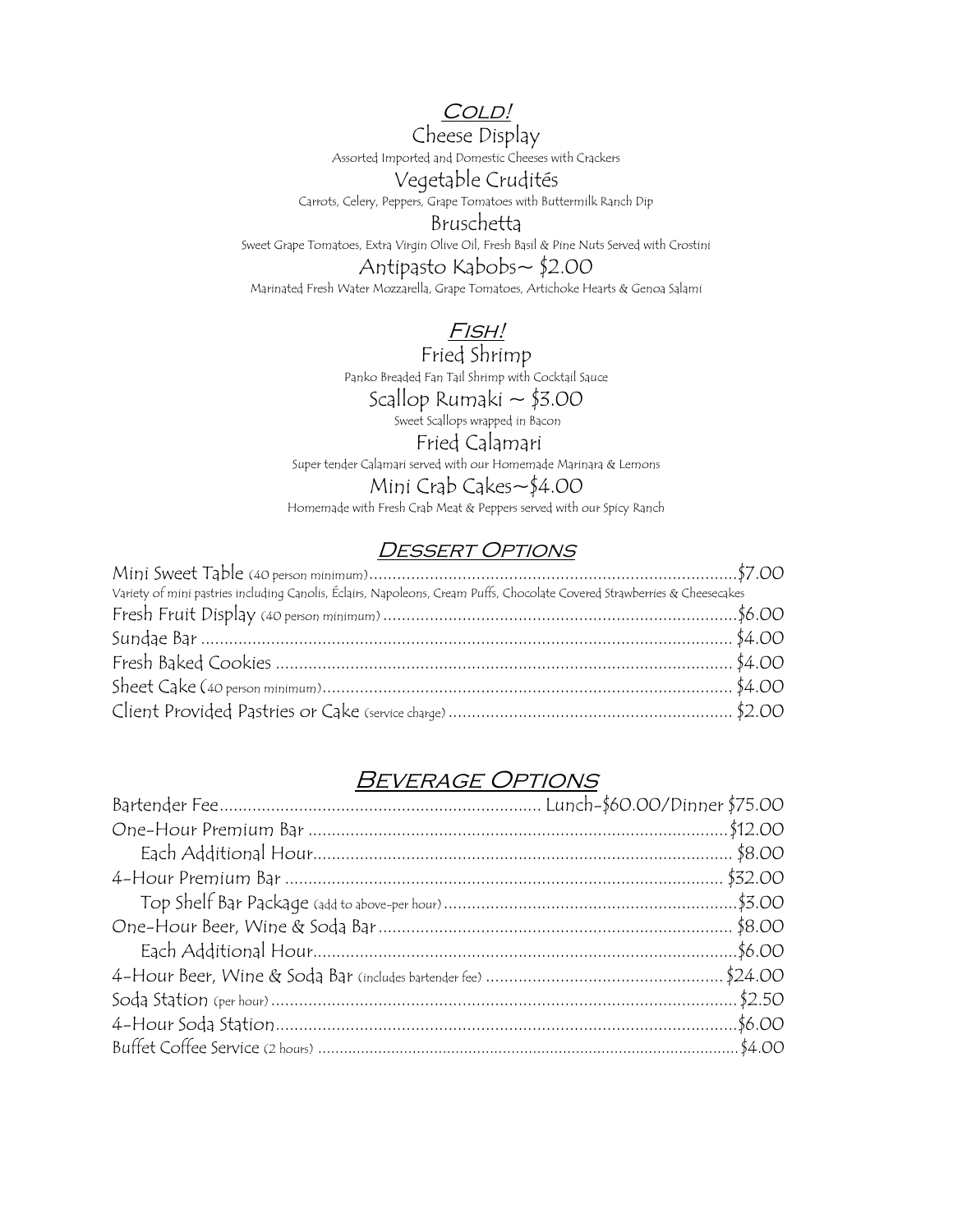## *Cold!*

### Cheese Display

Assorted Imported and Domestic Cheeses with Crackers

### Vegetable Crudités

Carrots, Celery, Peppers, Grape Tomatoes with Buttermilk Ranch Dip

### Bruschetta

Sweet Grape Tomatoes, Extra Virgin Olive Oil, Fresh Basil & Pine Nuts Served with Crostini

### Antipasto Kabobs~ $2.00

Marinated Fresh Water Mozzarella, Grape Tomatoes, Artichoke Hearts & Genoa Salami

## *Fish!*

### Fried Shrimp

Panko Breaded Fan Tail Shrimp with Cocktail Sauce

### Scallop Rumaki ~ $3.00

Sweet Scallops wrapped in Bacon

### Fried Calamari

Super tender Calamari served with our Homemade Marinara & Lemons

### Mini Crab Cakes~$4.00

Homemade with Fresh Crab Meat & Peppers served with our Spicy Ranch

## *Dessert Options*

| | |
|---|---|
| Mini Sweet Table (40 person minimum) | $7.00 |
| Variety of mini pastries including Canolis, Éclairs, Napoleons, Cream Puffs, Chocolate Covered Strawberries & Cheesecakes | |
| Fresh Fruit Display (40 person minimum) | $6.00 |
| Sundae Bar | $4.00 |
| Fresh Baked Cookies | $4.00 |
| Sheet Cake (40 person minimum) | $4.00 |
| Client Provided Pastries or Cake (service charge) | $2.00 |

## *Beverage Options*

| | |
|---|---|
| Bartender Fee | Lunch-$60.00/Dinner $75.00 |
| One-Hour Premium Bar | $12.00 |
| Each Additional Hour | $8.00 |
| 4-Hour Premium Bar | $32.00 |
| Top Shelf Bar Package (add to above-per hour) | $3.00 |
| One-Hour Beer, Wine & Soda Bar | $8.00 |
| Each Additional Hour | $6.00 |
| 4-Hour Beer, Wine & Soda Bar (includes bartender fee) | $24.00 |
| Soda Station (per hour) | $2.50 |
| 4-Hour Soda Station | $6.00 |
| Buffet Coffee Service (2 hours) | $4.00 |